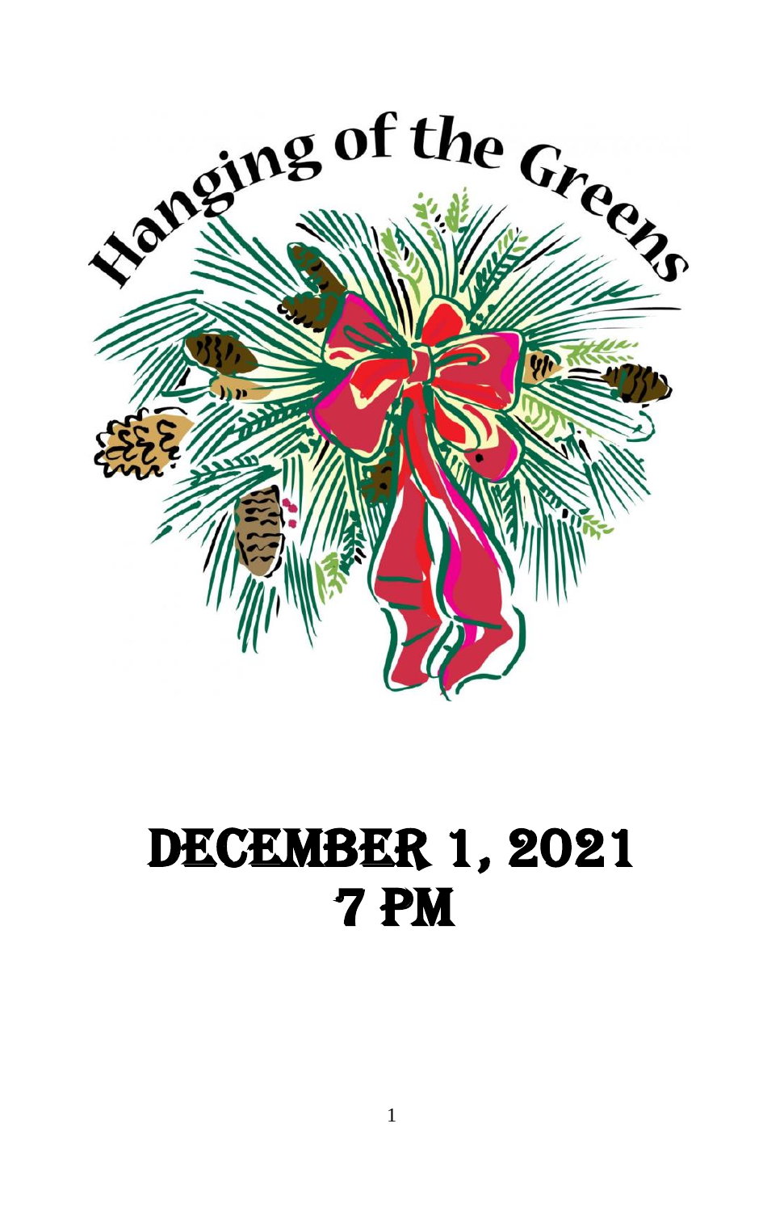# Hanging of the Greens

# December 1, 2021
# 7 PM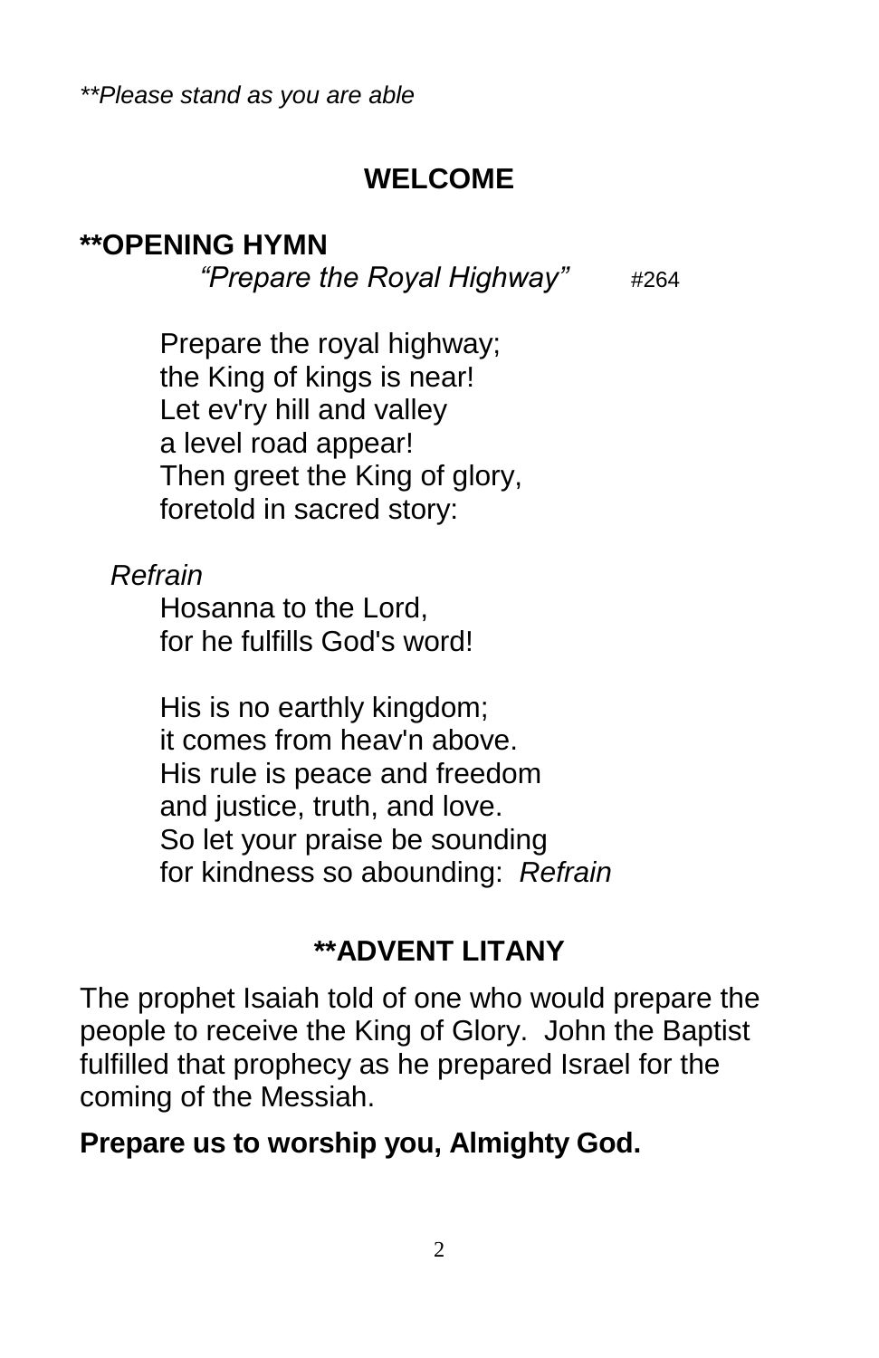*\*\*Please stand as you are able*

## WELCOME

### \*\*OPENING HYMN

*"Prepare the Royal Highway"* #264

Prepare the royal highway;
the King of kings is near!
Let ev'ry hill and valley
a level road appear!
Then greet the King of glory,
foretold in sacred story:

*Refrain*
Hosanna to the Lord,
for he fulfills God's word!

His is no earthly kingdom;
it comes from heav'n above.
His rule is peace and freedom
and justice, truth, and love.
So let your praise be sounding
for kindness so abounding: *Refrain*

## \*\*ADVENT LITANY

The prophet Isaiah told of one who would prepare the people to receive the King of Glory. John the Baptist fulfilled that prophecy as he prepared Israel for the coming of the Messiah.

**Prepare us to worship you, Almighty God.**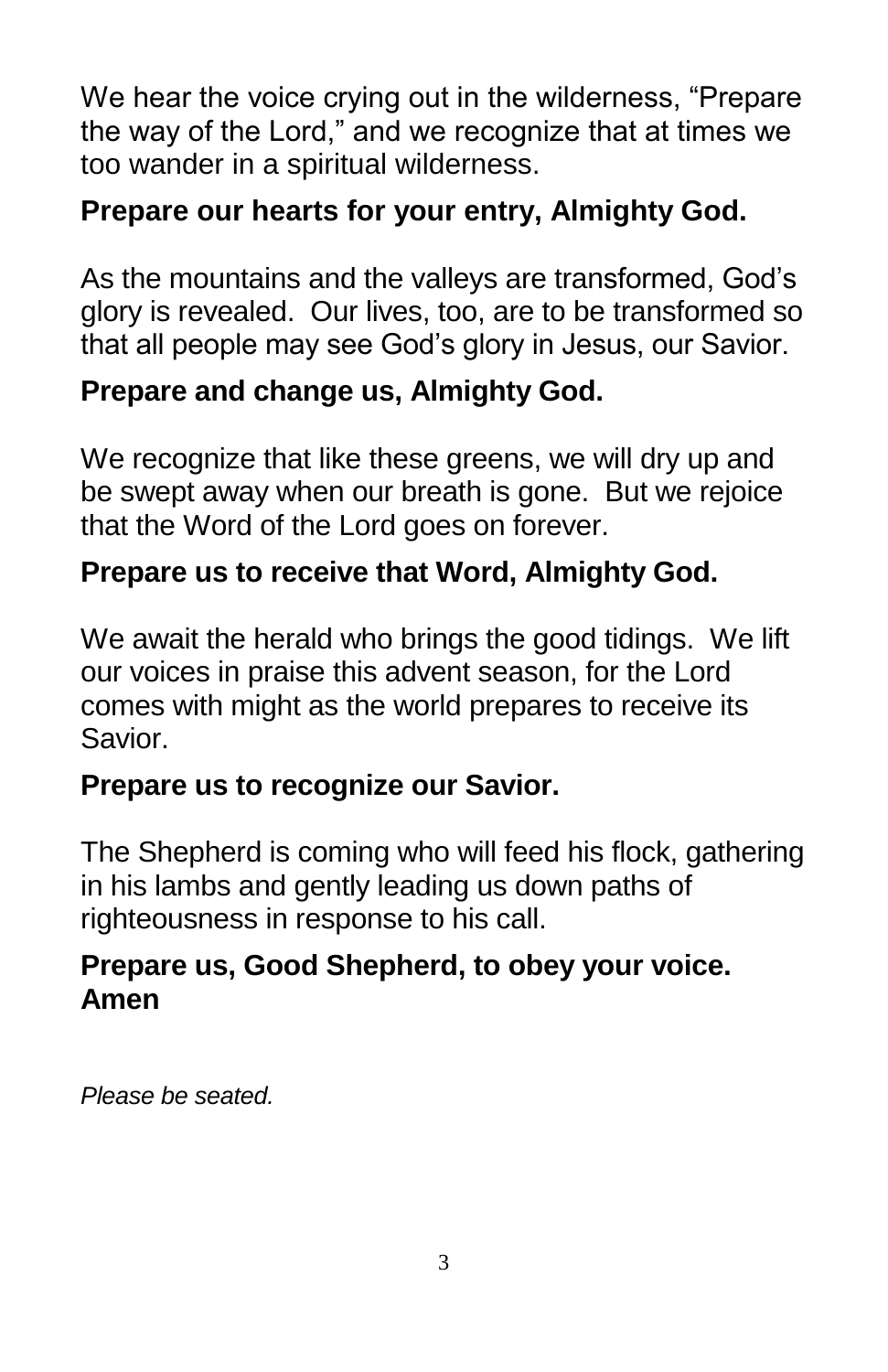We hear the voice crying out in the wilderness, “Prepare the way of the Lord,” and we recognize that at times we too wander in a spiritual wilderness.

**Prepare our hearts for your entry, Almighty God.**

As the mountains and the valleys are transformed, God’s glory is revealed. Our lives, too, are to be transformed so that all people may see God’s glory in Jesus, our Savior.

**Prepare and change us, Almighty God.**

We recognize that like these greens, we will dry up and be swept away when our breath is gone. But we rejoice that the Word of the Lord goes on forever.

**Prepare us to receive that Word, Almighty God.**

We await the herald who brings the good tidings. We lift our voices in praise this advent season, for the Lord comes with might as the world prepares to receive its Savior.

**Prepare us to recognize our Savior.**

The Shepherd is coming who will feed his flock, gathering in his lambs and gently leading us down paths of righteousness in response to his call.

**Prepare us, Good Shepherd, to obey your voice. Amen**

*Please be seated.*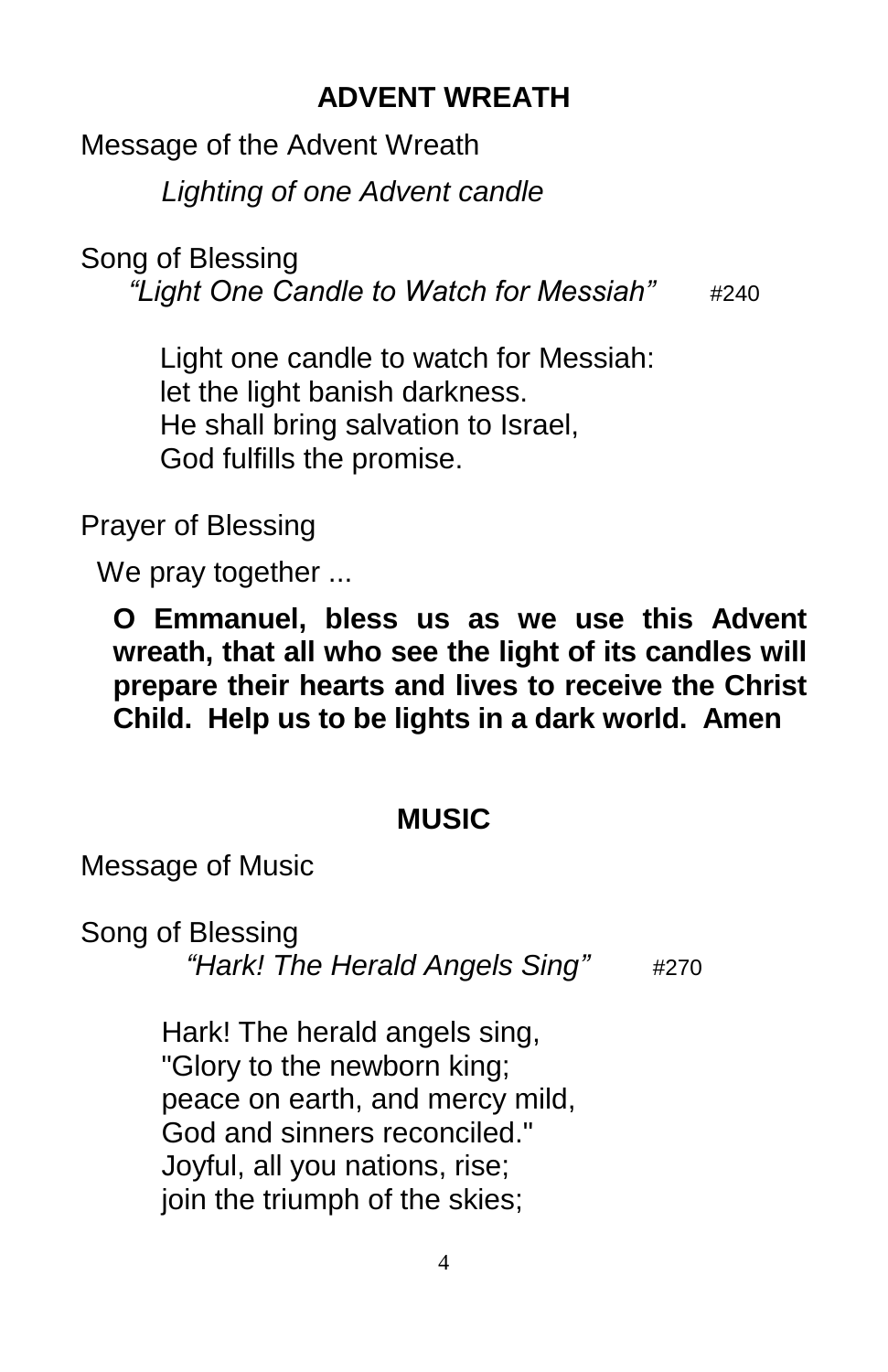## ADVENT WREATH

Message of the Advent Wreath

*Lighting of one Advent candle*

Song of Blessing
*"Light One Candle to Watch for Messiah"* #240

Light one candle to watch for Messiah:
let the light banish darkness.
He shall bring salvation to Israel,
God fulfills the promise.

Prayer of Blessing

We pray together ...

**O Emmanuel, bless us as we use this Advent wreath, that all who see the light of its candles will prepare their hearts and lives to receive the Christ Child. Help us to be lights in a dark world. Amen**

## MUSIC

Message of Music

Song of Blessing
*"Hark! The Herald Angels Sing"* #270

Hark! The herald angels sing,
"Glory to the newborn king;
peace on earth, and mercy mild,
God and sinners reconciled."
Joyful, all you nations, rise;
join the triumph of the skies;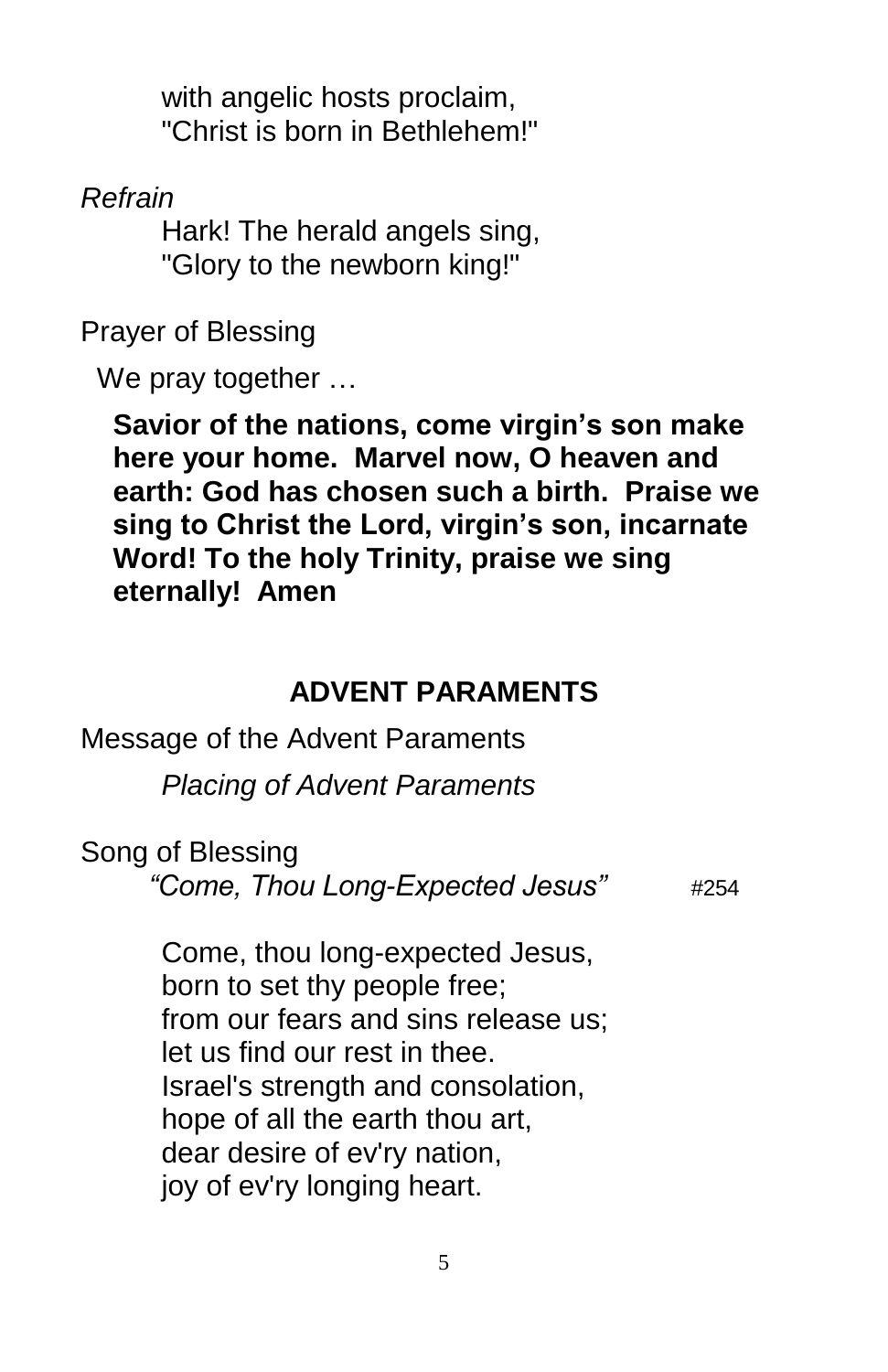with angelic hosts proclaim,
"Christ is born in Bethlehem!"

*Refrain*

Hark! The herald angels sing,
"Glory to the newborn king!"

Prayer of Blessing

We pray together …

**Savior of the nations, come virgin's son make here your home. Marvel now, O heaven and earth: God has chosen such a birth. Praise we sing to Christ the Lord, virgin's son, incarnate Word! To the holy Trinity, praise we sing eternally! Amen**

## ADVENT PARAMENTS

Message of the Advent Paraments

*Placing of Advent Paraments*

Song of Blessing

*"Come, Thou Long-Expected Jesus"* #254

Come, thou long-expected Jesus,
born to set thy people free;
from our fears and sins release us;
let us find our rest in thee.
Israel's strength and consolation,
hope of all the earth thou art,
dear desire of ev'ry nation,
joy of ev'ry longing heart.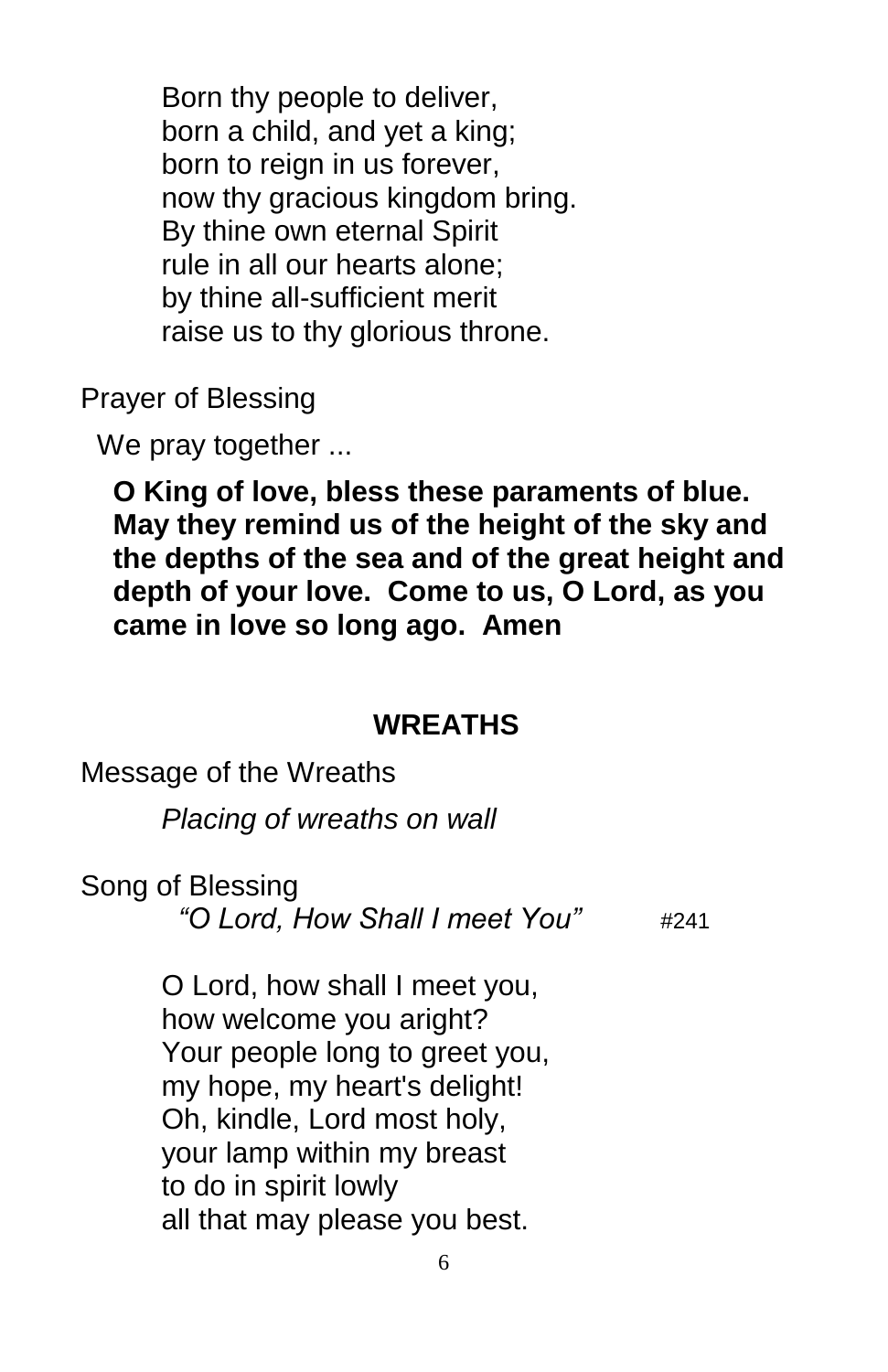Born thy people to deliver,
born a child, and yet a king;
born to reign in us forever,
now thy gracious kingdom bring.
By thine own eternal Spirit
rule in all our hearts alone;
by thine all-sufficient merit
raise us to thy glorious throne.

Prayer of Blessing

We pray together ...

**O King of love, bless these paraments of blue. May they remind us of the height of the sky and the depths of the sea and of the great height and depth of your love. Come to us, O Lord, as you came in love so long ago. Amen**

## WREATHS

Message of the Wreaths

*Placing of wreaths on wall*

Song of Blessing

*"O Lord, How Shall I meet You"* #241

O Lord, how shall I meet you,
how welcome you aright?
Your people long to greet you,
my hope, my heart's delight!
Oh, kindle, Lord most holy,
your lamp within my breast
to do in spirit lowly
all that may please you best.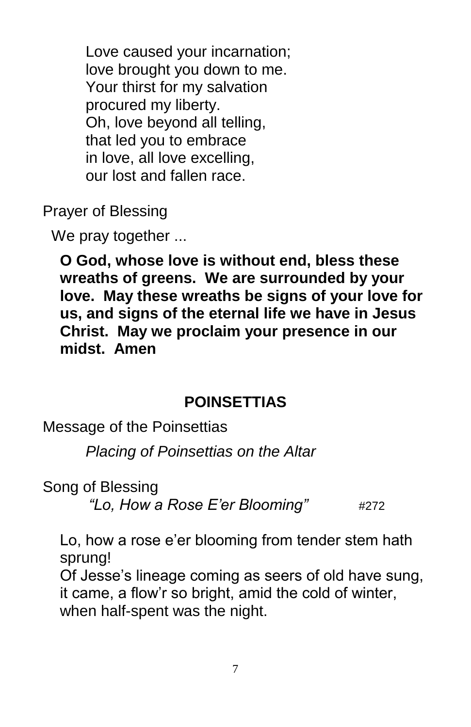Love caused your incarnation;
love brought you down to me.
Your thirst for my salvation
procured my liberty.
Oh, love beyond all telling,
that led you to embrace
in love, all love excelling,
our lost and fallen race.

Prayer of Blessing

We pray together ...

**O God, whose love is without end, bless these wreaths of greens. We are surrounded by your love. May these wreaths be signs of your love for us, and signs of the eternal life we have in Jesus Christ. May we proclaim your presence in our midst. Amen**

## POINSETTIAS

Message of the Poinsettias

*Placing of Poinsettias on the Altar*

Song of Blessing

*"Lo, How a Rose E'er Blooming"* #272

Lo, how a rose e'er blooming from tender stem hath sprung!
Of Jesse's lineage coming as seers of old have sung,
it came, a flow'r so bright, amid the cold of winter,
when half-spent was the night.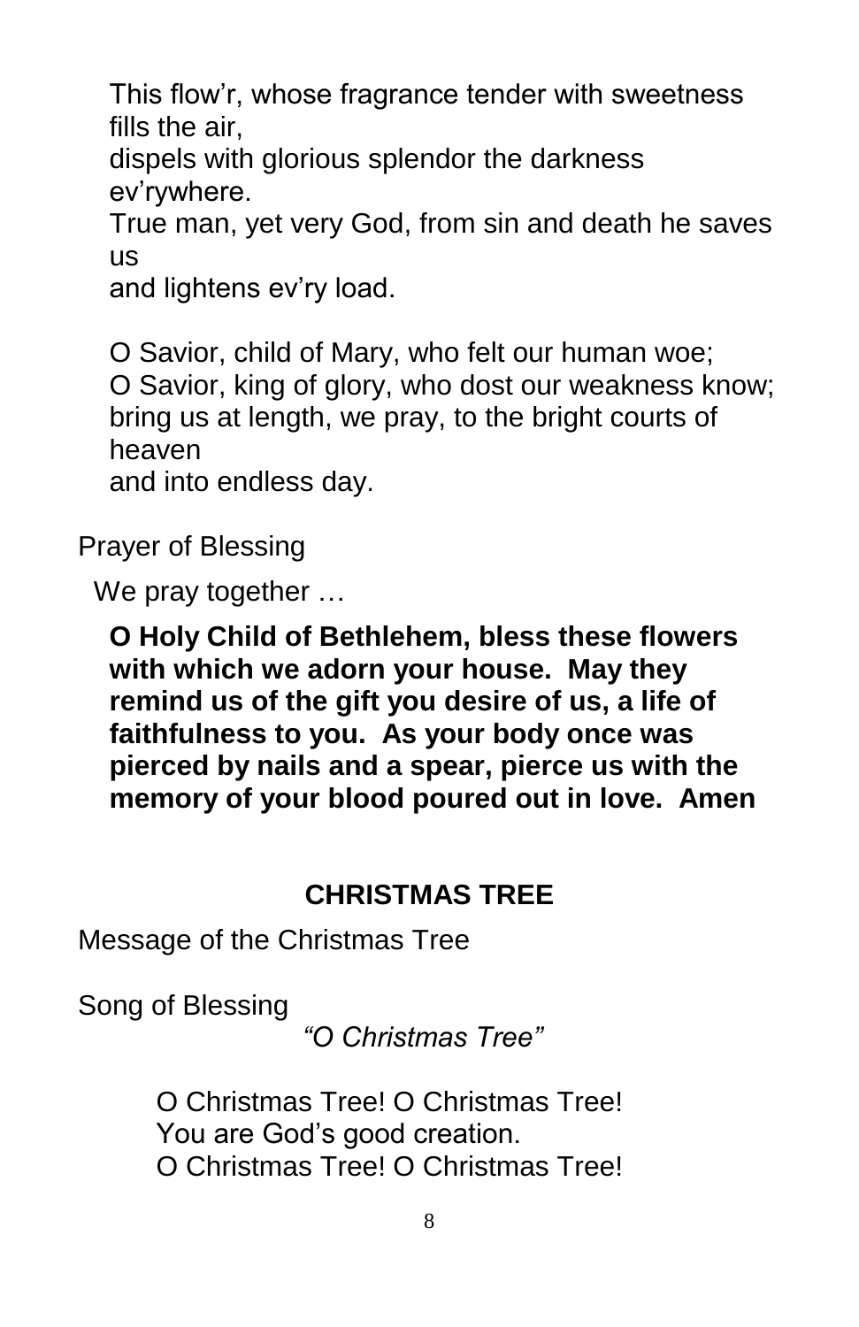This flow'r, whose fragrance tender with sweetness fills the air,
dispels with glorious splendor the darkness ev'rywhere.
True man, yet very God, from sin and death he saves us
and lightens ev'ry load.

O Savior, child of Mary, who felt our human woe;
O Savior, king of glory, who dost our weakness know;
bring us at length, we pray, to the bright courts of heaven
and into endless day.

Prayer of Blessing

We pray together …

**O Holy Child of Bethlehem, bless these flowers with which we adorn your house. May they remind us of the gift you desire of us, a life of faithfulness to you. As your body once was pierced by nails and a spear, pierce us with the memory of your blood poured out in love. Amen**

## CHRISTMAS TREE

Message of the Christmas Tree

Song of Blessing

*"O Christmas Tree"*

O Christmas Tree! O Christmas Tree!
You are God's good creation.
O Christmas Tree! O Christmas Tree!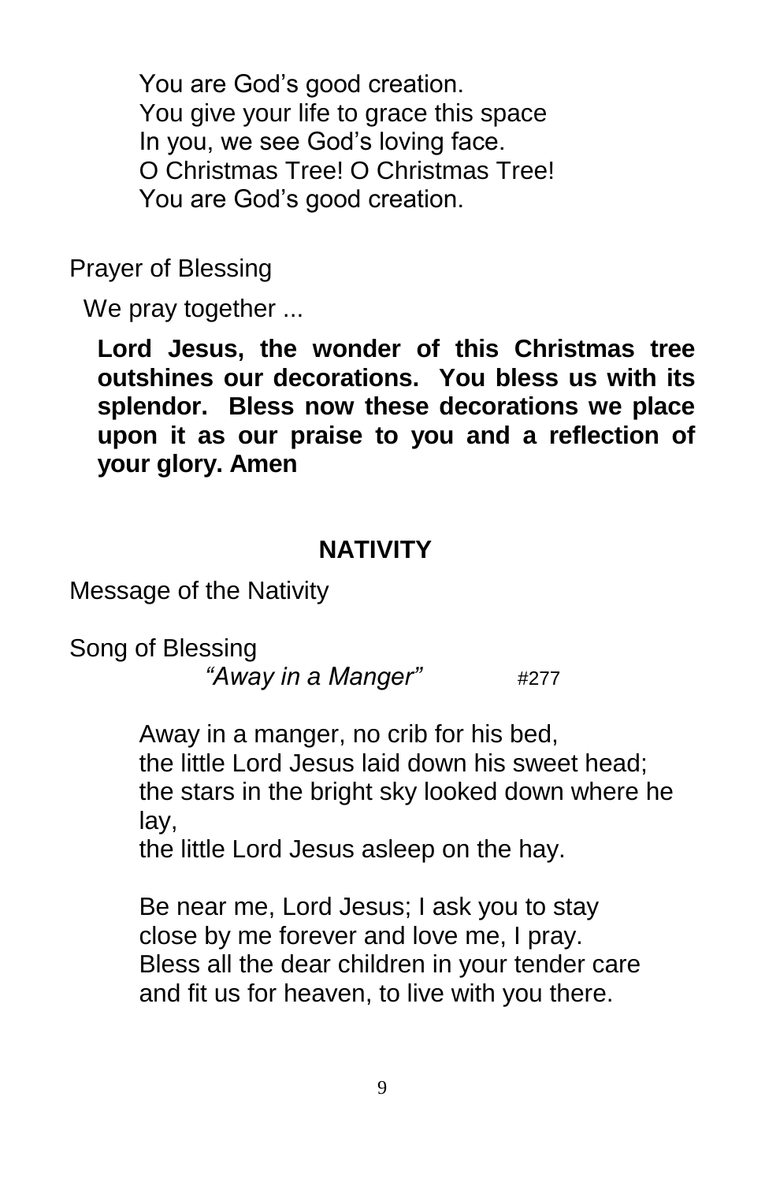You are God's good creation.
You give your life to grace this space
In you, we see God's loving face.
O Christmas Tree! O Christmas Tree!
You are God's good creation.

Prayer of Blessing

We pray together ...

**Lord Jesus, the wonder of this Christmas tree outshines our decorations. You bless us with its splendor. Bless now these decorations we place upon it as our praise to you and a reflection of your glory. Amen**

## NATIVITY

Message of the Nativity

Song of Blessing

*"Away in a Manger"* #277

Away in a manger, no crib for his bed,
the little Lord Jesus laid down his sweet head;
the stars in the bright sky looked down where he lay,
the little Lord Jesus asleep on the hay.

Be near me, Lord Jesus; I ask you to stay
close by me forever and love me, I pray.
Bless all the dear children in your tender care
and fit us for heaven, to live with you there.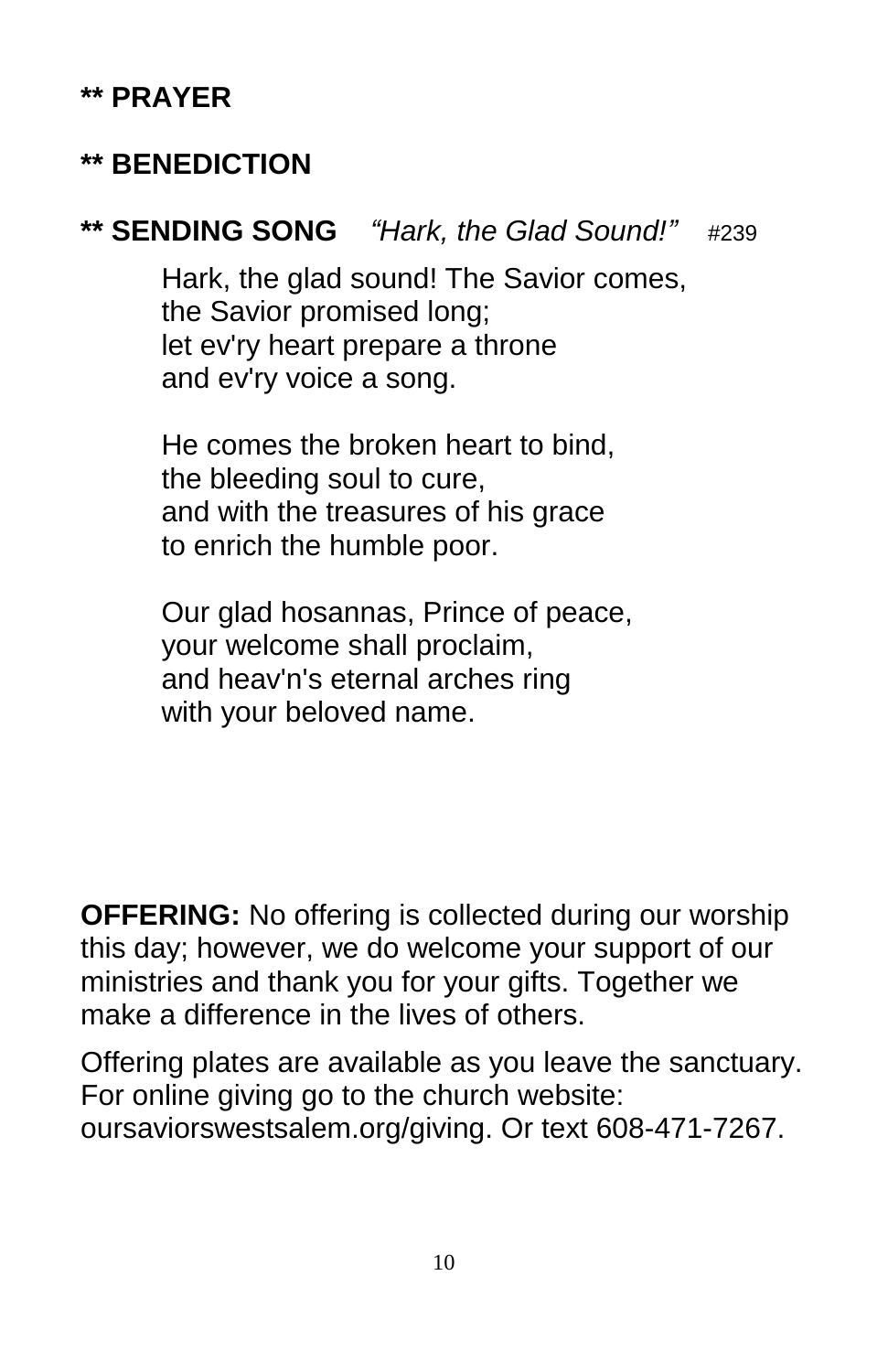**\*\* PRAYER**

**\*\* BENEDICTION**

**\*\* SENDING SONG** *"Hark, the Glad Sound!"* #239

Hark, the glad sound! The Savior comes,  
the Savior promised long;  
let ev'ry heart prepare a throne  
and ev'ry voice a song.

He comes the broken heart to bind,  
the bleeding soul to cure,  
and with the treasures of his grace  
to enrich the humble poor.

Our glad hosannas, Prince of peace,  
your welcome shall proclaim,  
and heav'n's eternal arches ring  
with your beloved name.

**OFFERING:** No offering is collected during our worship this day; however, we do welcome your support of our ministries and thank you for your gifts. Together we make a difference in the lives of others.

Offering plates are available as you leave the sanctuary. For online giving go to the church website: oursaviorswestsalem.org/giving. Or text 608-471-7267.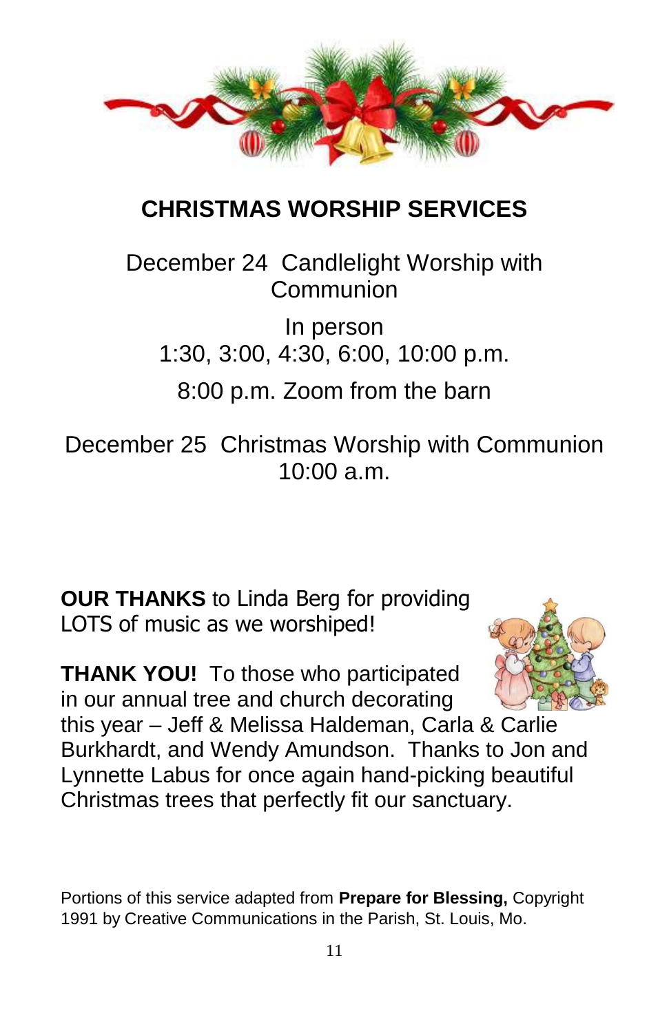## CHRISTMAS WORSHIP SERVICES

December 24 Candlelight Worship with Communion

In person
1:30, 3:00, 4:30, 6:00, 10:00 p.m.

8:00 p.m. Zoom from the barn

December 25 Christmas Worship with Communion
10:00 a.m.

**OUR THANKS** to Linda Berg for providing LOTS of music as we worshiped!

**THANK YOU!** To those who participated in our annual tree and church decorating this year – Jeff & Melissa Haldeman, Carla & Carlie Burkhardt, and Wendy Amundson. Thanks to Jon and Lynnette Labus for once again hand-picking beautiful Christmas trees that perfectly fit our sanctuary.

Portions of this service adapted from **Prepare for Blessing,** Copyright 1991 by Creative Communications in the Parish, St. Louis, Mo.